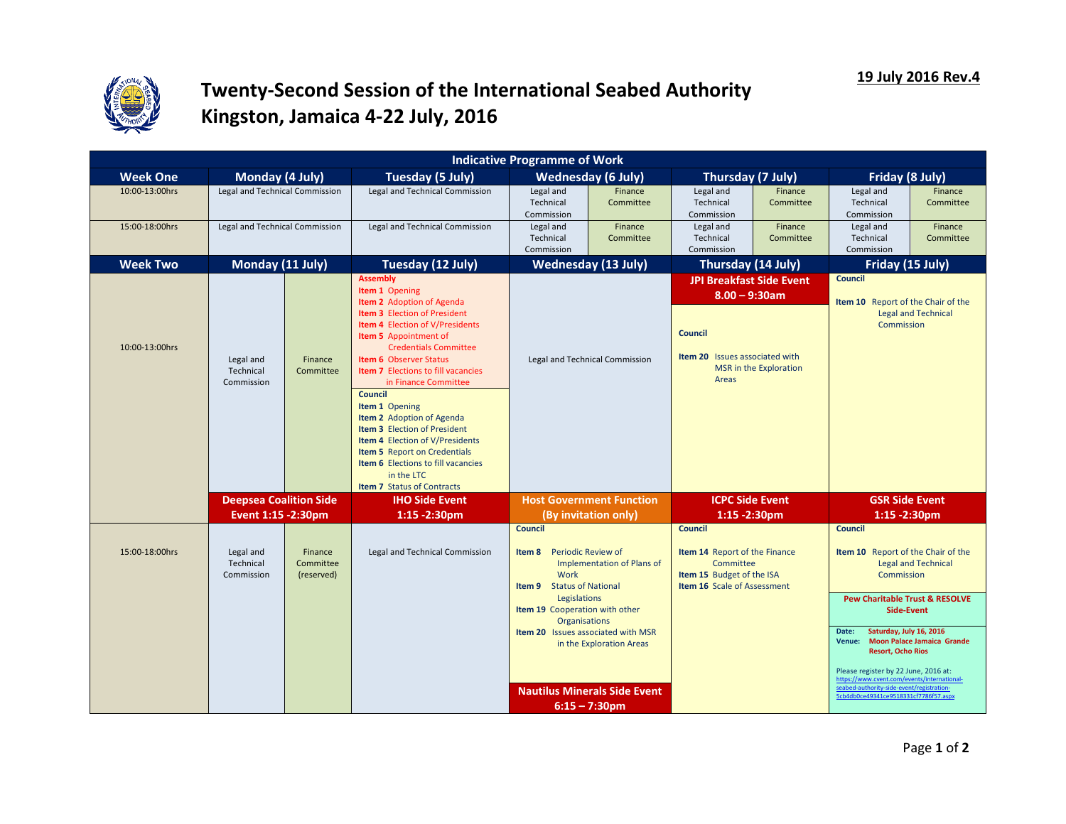19 July 2016 Rev.4

# Twenty-Second Session of the International Seabed Authority
# Kingston, Jamaica 4-22 July, 2016

**Indicative Programme of Work**

| Week One | Monday (4 July) | Tuesday (5 July) | Wednesday (6 July) | Thursday (7 July) | Friday (8 July) |
|---|---|---|---|---|---|
| 10:00-13:00hrs | Legal and Technical Commission | Legal and Technical Commission | Legal and Technical Commission / Finance Committee | Legal and Technical Commission / Finance Committee | Legal and Technical Commission / Finance Committee |
| 15:00-18:00hrs | Legal and Technical Commission | Legal and Technical Commission | Legal and Technical Commission / Finance Committee | Legal and Technical Commission / Finance Committee | Legal and Technical Commission / Finance Committee |

| Week Two | Monday (11 July) | Tuesday (12 July) | Wednesday (13 July) | Thursday (14 July) | Friday (15 July) |
|---|---|---|---|---|---|
| 10:00-13:00hrs | Legal and Technical Commission / Finance Committee | **Assembly** **Item 1** Opening **Item 2** Adoption of Agenda **Item 3** Election of President **Item 4** Election of V/Presidents **Item 5** Appointment of Credentials Committee **Item 6** Observer Status **Item 7** Elections to fill vacancies in Finance Committee<br>**Council** **Item 1** Opening **Item 2** Adoption of Agenda **Item 3** Election of President **Item 4** Election of V/Presidents **Item 5** Report on Credentials **Item 6** Elections to fill vacancies in the LTC **Item 7** Status of Contracts | Legal and Technical Commission | **JPI Breakfast Side Event 8.00 – 9:30am**<br>**Council** **Item 20** Issues associated with MSR in the Exploration Areas | **Council** **Item 10** Report of the Chair of the Legal and Technical Commission |
| | **Deepsea Coalition Side Event 1:15 -2:30pm** | **IHO Side Event 1:15 -2:30pm** | **Host Government Function (By invitation only)** | **ICPC Side Event 1:15 -2:30pm** | **GSR Side Event 1:15 -2:30pm** |
| 15:00-18:00hrs | Legal and Technical Commission / Finance Committee (reserved) | Legal and Technical Commission | **Council** **Item 8** Periodic Review of Implementation of Plans of Work **Item 9** Status of National Legislations **Item 19** Cooperation with other Organisations **Item 20** Issues associated with MSR in the Exploration Areas<br>**Nautilus Minerals Side Event 6:15 – 7:30pm** | **Council** **Item 14** Report of the Finance Committee **Item 15** Budget of the ISA **Item 16** Scale of Assessment | **Council** **Item 10** Report of the Chair of the Legal and Technical Commission<br>**Pew Charitable Trust & RESOLVE Side-Event**<br>**Date:** Saturday, July 16, 2016 **Venue:** Moon Palace Jamaica Grande Resort, Ocho Rios<br>Please register by 22 June, 2016 at: https://www.cvent.com/events/international-seabed-authority-side-event/registration-5cb4db0ce49341ce9518331cf7786f57.aspx |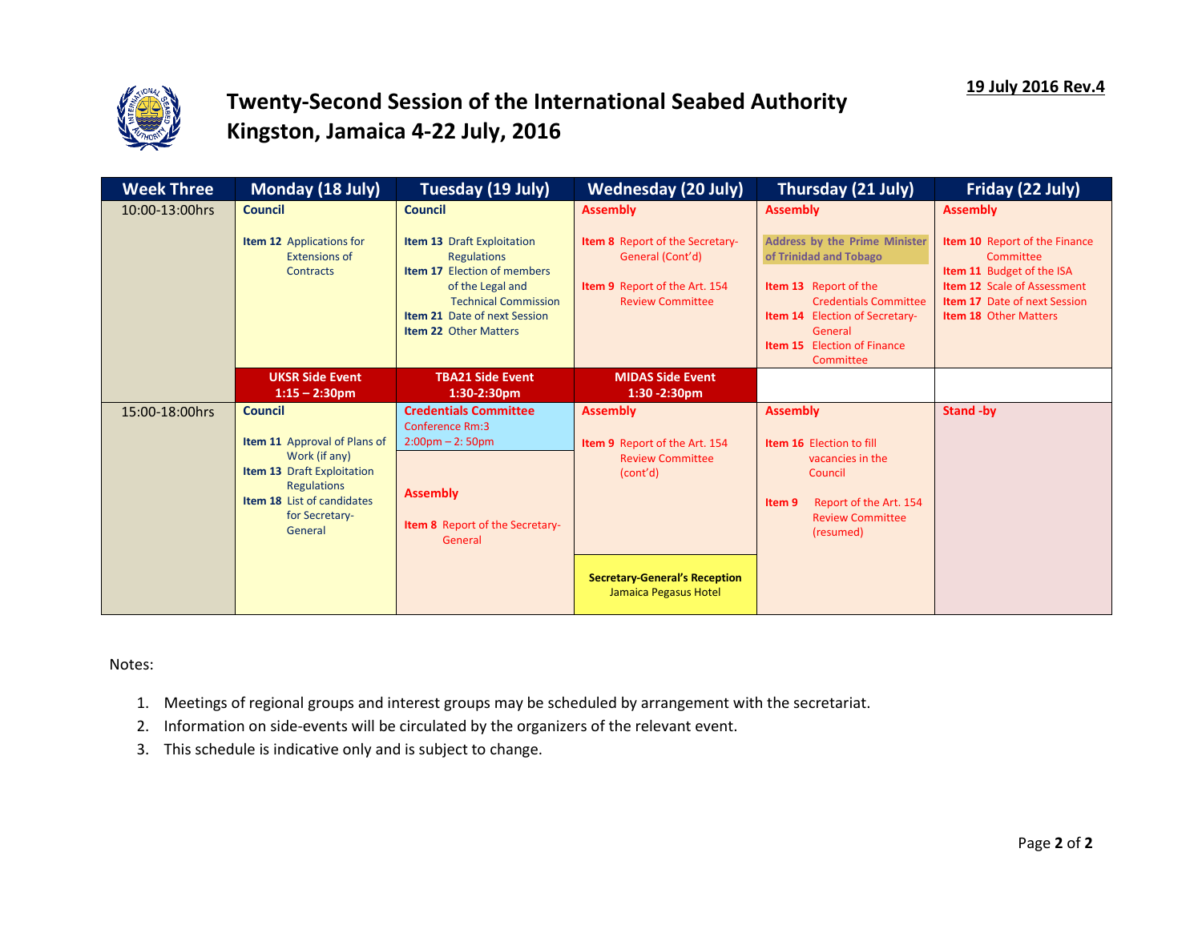19 July 2016 Rev.4

# Twenty-Second Session of the International Seabed Authority
# Kingston, Jamaica 4-22 July, 2016

| Week Three | Monday (18 July) | Tuesday (19 July) | Wednesday (20 July) | Thursday (21 July) | Friday (22 July) |
|---|---|---|---|---|---|
| 10:00-13:00hrs | **Council**<br><br>**Item 12** Applications for Extensions of Contracts | **Council**<br><br>**Item 13** Draft Exploitation Regulations<br>**Item 17** Election of members of the Legal and Technical Commission<br>**Item 21** Date of next Session<br>**Item 22** Other Matters | **Assembly**<br><br>**Item 8** Report of the Secretary-General (Cont'd)<br><br>**Item 9** Report of the Art. 154 Review Committee | **Assembly**<br><br>**Address by the Prime Minister of Trinidad and Tobago**<br><br>**Item 13** Report of the Credentials Committee<br>**Item 14** Election of Secretary-General<br>**Item 15** Election of Finance Committee | **Assembly**<br><br>**Item 10** Report of the Finance Committee<br>**Item 11** Budget of the ISA<br>**Item 12** Scale of Assessment<br>**Item 17** Date of next Session<br>**Item 18** Other Matters |
| | **UKSR Side Event**<br>**1:15 – 2:30pm** | **TBA21 Side Event**<br>**1:30-2:30pm** | **MIDAS Side Event**<br>**1:30 -2:30pm** | | |
| 15:00-18:00hrs | **Council**<br><br>**Item 11** Approval of Plans of Work (if any)<br>**Item 13** Draft Exploitation Regulations<br>**Item 18** List of candidates for Secretary-General | **Credentials Committee**<br>Conference Rm:3<br>2:00pm – 2: 50pm<br><br>**Assembly**<br><br>**Item 8** Report of the Secretary-General | **Assembly**<br><br>**Item 9** Report of the Art. 154 Review Committee (cont'd)<br><br>**Secretary-General's Reception**<br>Jamaica Pegasus Hotel | **Assembly**<br><br>**Item 16** Election to fill vacancies in the Council<br><br>**Item 9** Report of the Art. 154 Review Committee (resumed) | **Stand -by** |

Notes:

1. Meetings of regional groups and interest groups may be scheduled by arrangement with the secretariat.
2. Information on side-events will be circulated by the organizers of the relevant event.
3. This schedule is indicative only and is subject to change.